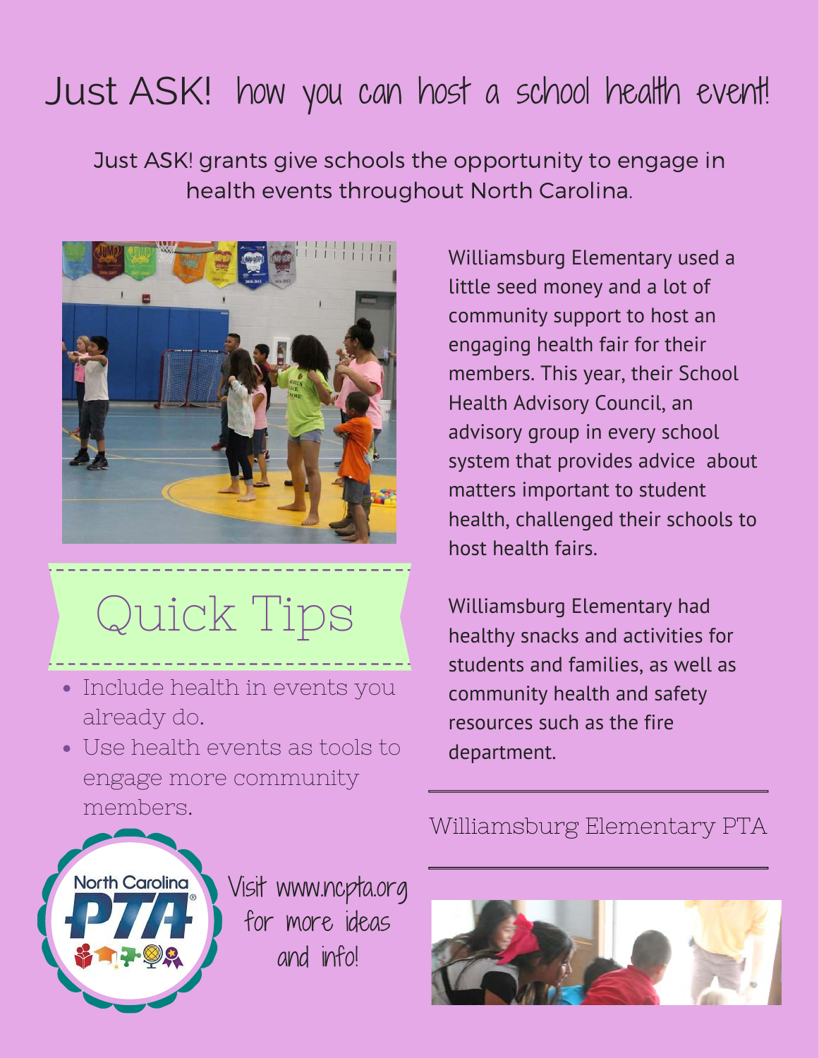# Just ASK! how you can host a school health event!

Just ASK! grants give schools the opportunity to engage in health events throughout North Carolina.

Williamsburg Elementary used a little seed money and a lot of community support to host an engaging health fair for their members. This year, their School Health Advisory Council, an advisory group in every school system that provides advice about matters important to student health, challenged their schools to host health fairs.

Williamsburg Elementary had healthy snacks and activities for students and families, as well as community health and safety resources such as the fire department.

Williamsburg Elementary PTA

## Quick Tips

- Include health in events you already do.
- Use health events as tools to engage more community members.

North Carolina PTA

Visit www.ncpta.org for more ideas and info!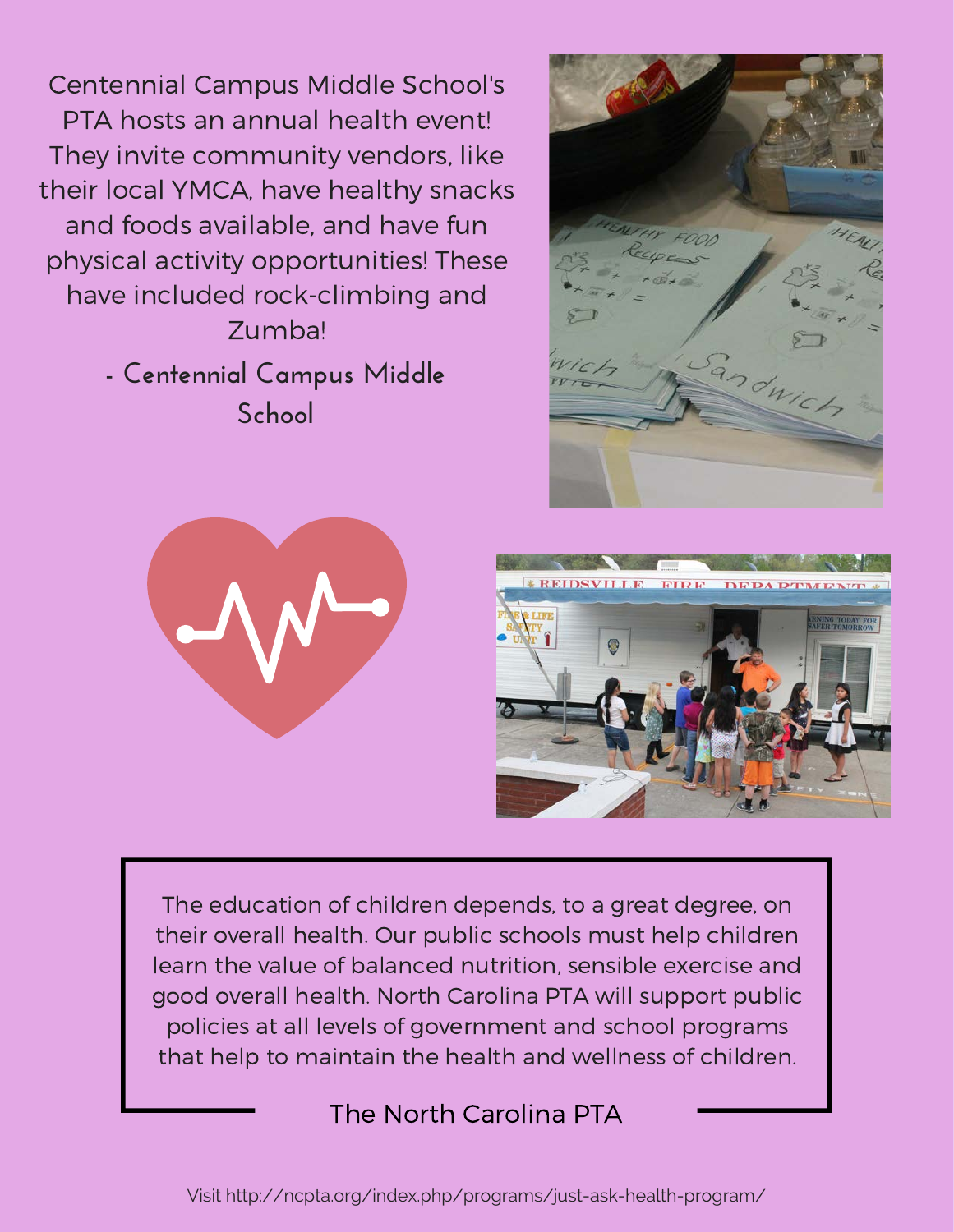Centennial Campus Middle School's PTA hosts an annual health event! They invite community vendors, like their local YMCA, have healthy snacks and foods available, and have fun physical activity opportunities! These have included rock-climbing and Zumba!

- Centennial Campus Middle School

The education of children depends, to a great degree, on their overall health. Our public schools must help children learn the value of balanced nutrition, sensible exercise and good overall health. North Carolina PTA will support public policies at all levels of government and school programs that help to maintain the health and wellness of children.

The North Carolina PTA

Visit http://ncpta.org/index.php/programs/just-ask-health-program/